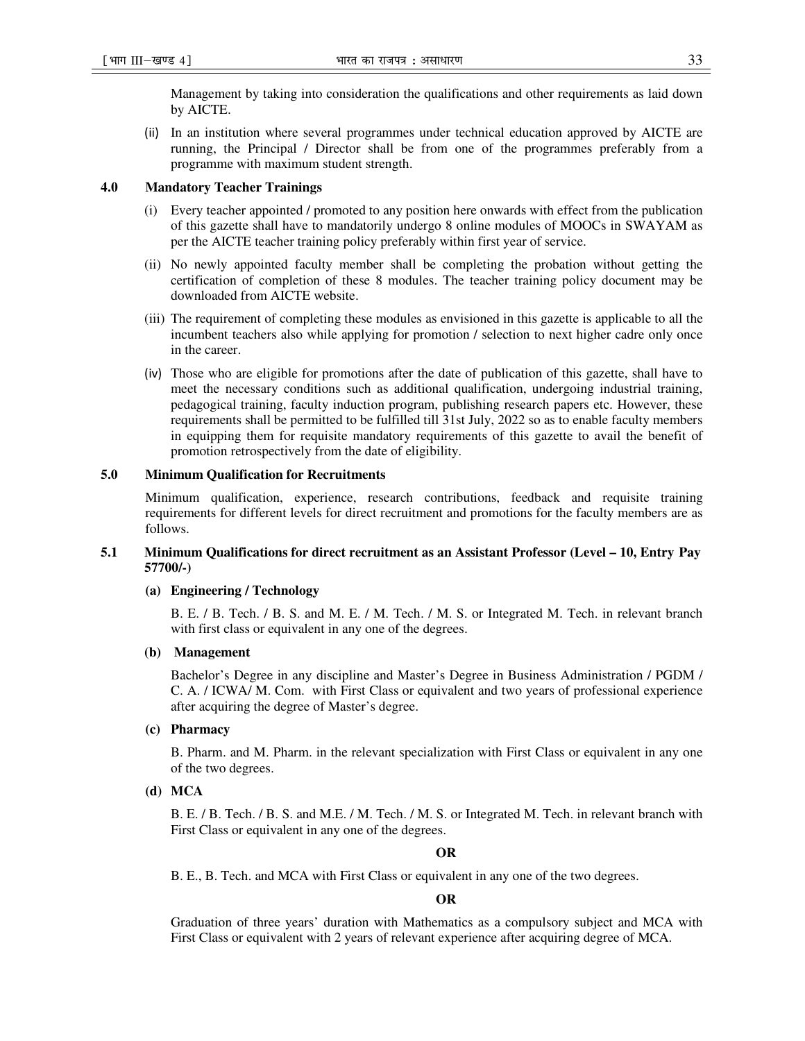Management by taking into consideration the qualifications and other requirements as laid down by AICTE.

(ii) In an institution where several programmes under technical education approved by AICTE are running, the Principal / Director shall be from one of the programmes preferably from a programme with maximum student strength.

## 4.0 Mandatory Teacher Trainings

(i) Every teacher appointed / promoted to any position here onwards with effect from the publication of this gazette shall have to mandatorily undergo 8 online modules of MOOCs in SWAYAM as per the AICTE teacher training policy preferably within first year of service.

(ii) No newly appointed faculty member shall be completing the probation without getting the certification of completion of these 8 modules. The teacher training policy document may be downloaded from AICTE website.

(iii) The requirement of completing these modules as envisioned in this gazette is applicable to all the incumbent teachers also while applying for promotion / selection to next higher cadre only once in the career.

(iv) Those who are eligible for promotions after the date of publication of this gazette, shall have to meet the necessary conditions such as additional qualification, undergoing industrial training, pedagogical training, faculty induction program, publishing research papers etc. However, these requirements shall be permitted to be fulfilled till 31st July, 2022 so as to enable faculty members in equipping them for requisite mandatory requirements of this gazette to avail the benefit of promotion retrospectively from the date of eligibility.

## 5.0 Minimum Qualification for Recruitments

Minimum qualification, experience, research contributions, feedback and requisite training requirements for different levels for direct recruitment and promotions for the faculty members are as follows.

### 5.1 Minimum Qualifications for direct recruitment as an Assistant Professor (Level – 10, Entry Pay 57700/-)

**(a) Engineering / Technology**

B. E. / B. Tech. / B. S. and M. E. / M. Tech. / M. S. or Integrated M. Tech. in relevant branch with first class or equivalent in any one of the degrees.

**(b) Management**

Bachelor's Degree in any discipline and Master's Degree in Business Administration / PGDM / C. A. / ICWA/ M. Com. with First Class or equivalent and two years of professional experience after acquiring the degree of Master's degree.

**(c) Pharmacy**

B. Pharm. and M. Pharm. in the relevant specialization with First Class or equivalent in any one of the two degrees.

**(d) MCA**

B. E. / B. Tech. / B. S. and M.E. / M. Tech. / M. S. or Integrated M. Tech. in relevant branch with First Class or equivalent in any one of the degrees.

**OR**

B. E., B. Tech. and MCA with First Class or equivalent in any one of the two degrees.

**OR**

Graduation of three years' duration with Mathematics as a compulsory subject and MCA with First Class or equivalent with 2 years of relevant experience after acquiring degree of MCA.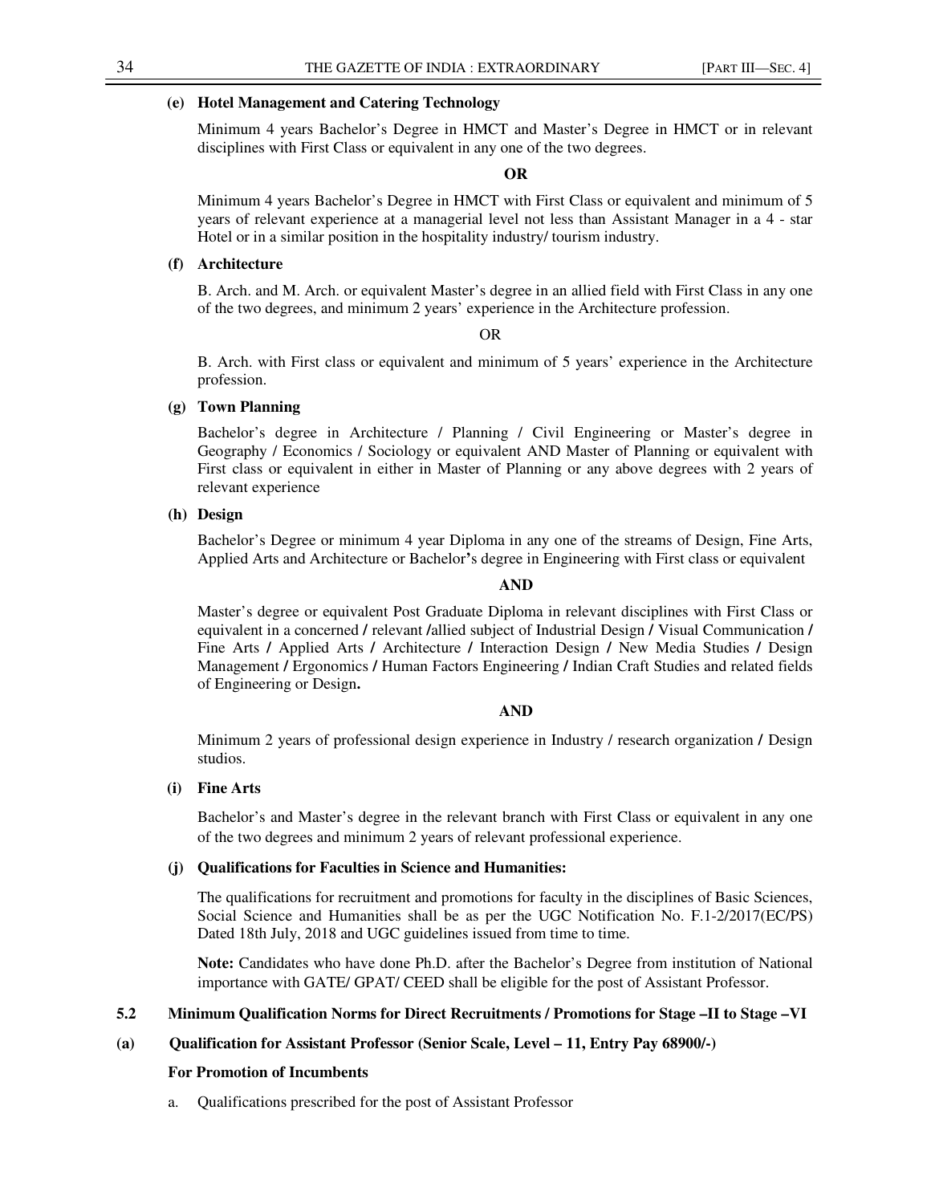**(e) Hotel Management and Catering Technology**

Minimum 4 years Bachelor's Degree in HMCT and Master's Degree in HMCT or in relevant disciplines with First Class or equivalent in any one of the two degrees.

**OR**

Minimum 4 years Bachelor's Degree in HMCT with First Class or equivalent and minimum of 5 years of relevant experience at a managerial level not less than Assistant Manager in a 4 - star Hotel or in a similar position in the hospitality industry/ tourism industry.

**(f) Architecture**

B. Arch. and M. Arch. or equivalent Master's degree in an allied field with First Class in any one of the two degrees, and minimum 2 years' experience in the Architecture profession.

OR

B. Arch. with First class or equivalent and minimum of 5 years' experience in the Architecture profession.

**(g) Town Planning**

Bachelor's degree in Architecture / Planning / Civil Engineering or Master's degree in Geography / Economics / Sociology or equivalent AND Master of Planning or equivalent with First class or equivalent in either in Master of Planning or any above degrees with 2 years of relevant experience

**(h) Design**

Bachelor's Degree or minimum 4 year Diploma in any one of the streams of Design, Fine Arts, Applied Arts and Architecture or Bachelor's degree in Engineering with First class or equivalent

**AND**

Master's degree or equivalent Post Graduate Diploma in relevant disciplines with First Class or equivalent in a concerned / relevant /allied subject of Industrial Design / Visual Communication / Fine Arts / Applied Arts / Architecture / Interaction Design / New Media Studies / Design Management / Ergonomics / Human Factors Engineering / Indian Craft Studies and related fields of Engineering or Design.

**AND**

Minimum 2 years of professional design experience in Industry / research organization / Design studios.

**(i) Fine Arts**

Bachelor's and Master's degree in the relevant branch with First Class or equivalent in any one of the two degrees and minimum 2 years of relevant professional experience.

**(j) Qualifications for Faculties in Science and Humanities:**

The qualifications for recruitment and promotions for faculty in the disciplines of Basic Sciences, Social Science and Humanities shall be as per the UGC Notification No. F.1-2/2017(EC/PS) Dated 18th July, 2018 and UGC guidelines issued from time to time.

**Note:** Candidates who have done Ph.D. after the Bachelor's Degree from institution of National importance with GATE/ GPAT/ CEED shall be eligible for the post of Assistant Professor.

**5.2 Minimum Qualification Norms for Direct Recruitments / Promotions for Stage –II to Stage –VI**

**(a) Qualification for Assistant Professor (Senior Scale, Level – 11, Entry Pay 68900/-)**

**For Promotion of Incumbents**

a. Qualifications prescribed for the post of Assistant Professor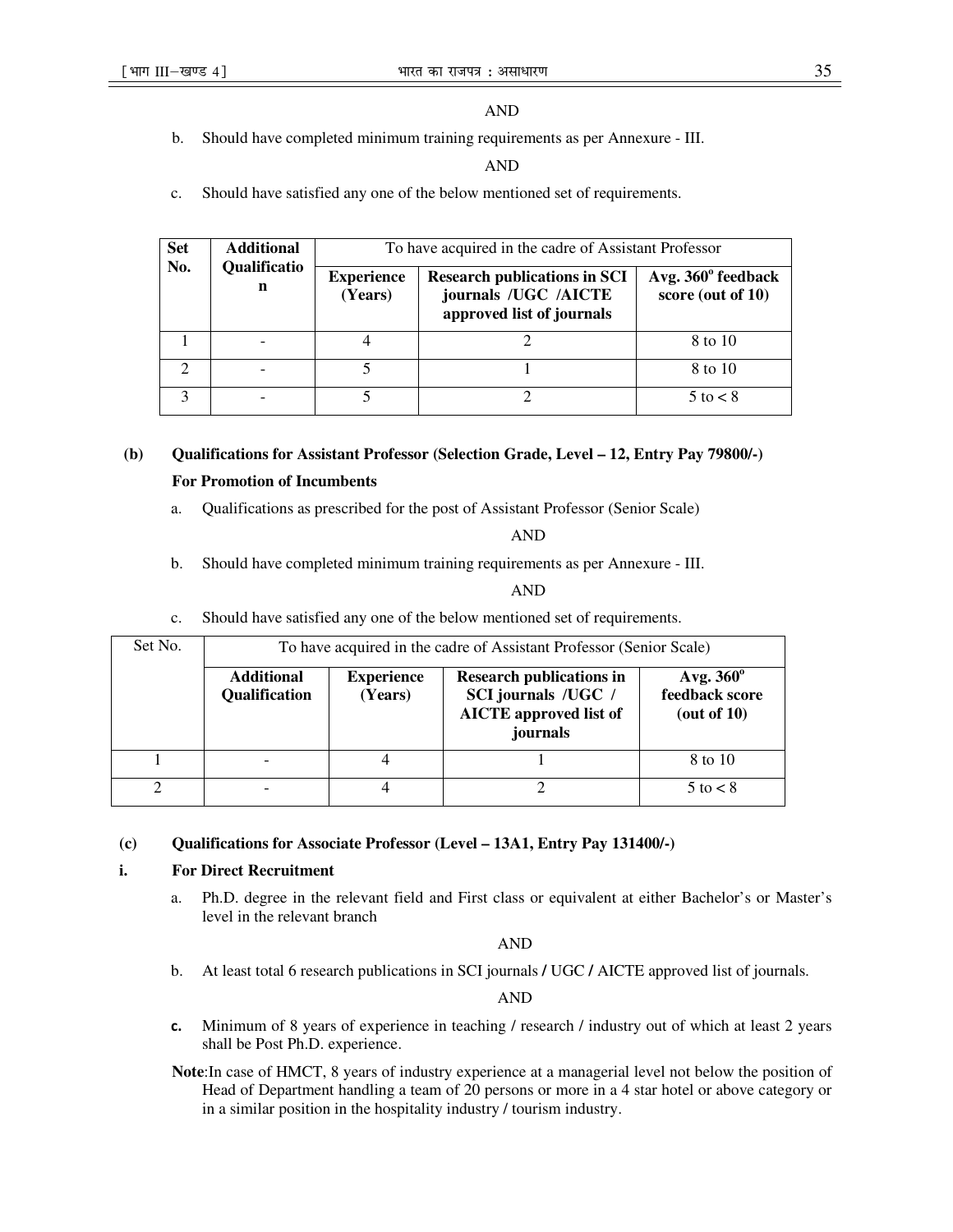AND

b. Should have completed minimum training requirements as per Annexure - III.

AND

c. Should have satisfied any one of the below mentioned set of requirements.

| Set No. | Additional Qualification | To have acquired in the cadre of Assistant Professor | | |
|---|---|---|---|---|
| | | Experience (Years) | Research publications in SCI journals /UGC /AICTE approved list of journals | Avg. 360° feedback score (out of 10) |
| 1 | - | 4 | 2 | 8 to 10 |
| 2 | - | 5 | 1 | 8 to 10 |
| 3 | - | 5 | 2 | 5 to < 8 |

**(b) Qualifications for Assistant Professor (Selection Grade, Level – 12, Entry Pay 79800/-)**

**For Promotion of Incumbents**

a. Qualifications as prescribed for the post of Assistant Professor (Senior Scale)

AND

b. Should have completed minimum training requirements as per Annexure - III.

AND

c. Should have satisfied any one of the below mentioned set of requirements.

| Set No. | To have acquired in the cadre of Assistant Professor (Senior Scale) | | | |
|---|---|---|---|---|
| | Additional Qualification | Experience (Years) | Research publications in SCI journals /UGC / AICTE approved list of journals | Avg. 360° feedback score (out of 10) |
| 1 | - | 4 | 1 | 8 to 10 |
| 2 | - | 4 | 2 | 5 to < 8 |

**(c) Qualifications for Associate Professor (Level – 13A1, Entry Pay 131400/-)**

**i. For Direct Recruitment**

a. Ph.D. degree in the relevant field and First class or equivalent at either Bachelor's or Master's level in the relevant branch

AND

b. At least total 6 research publications in SCI journals / UGC / AICTE approved list of journals.

AND

c. Minimum of 8 years of experience in teaching / research / industry out of which at least 2 years shall be Post Ph.D. experience.

**Note**:In case of HMCT, 8 years of industry experience at a managerial level not below the position of Head of Department handling a team of 20 persons or more in a 4 star hotel or above category or in a similar position in the hospitality industry / tourism industry.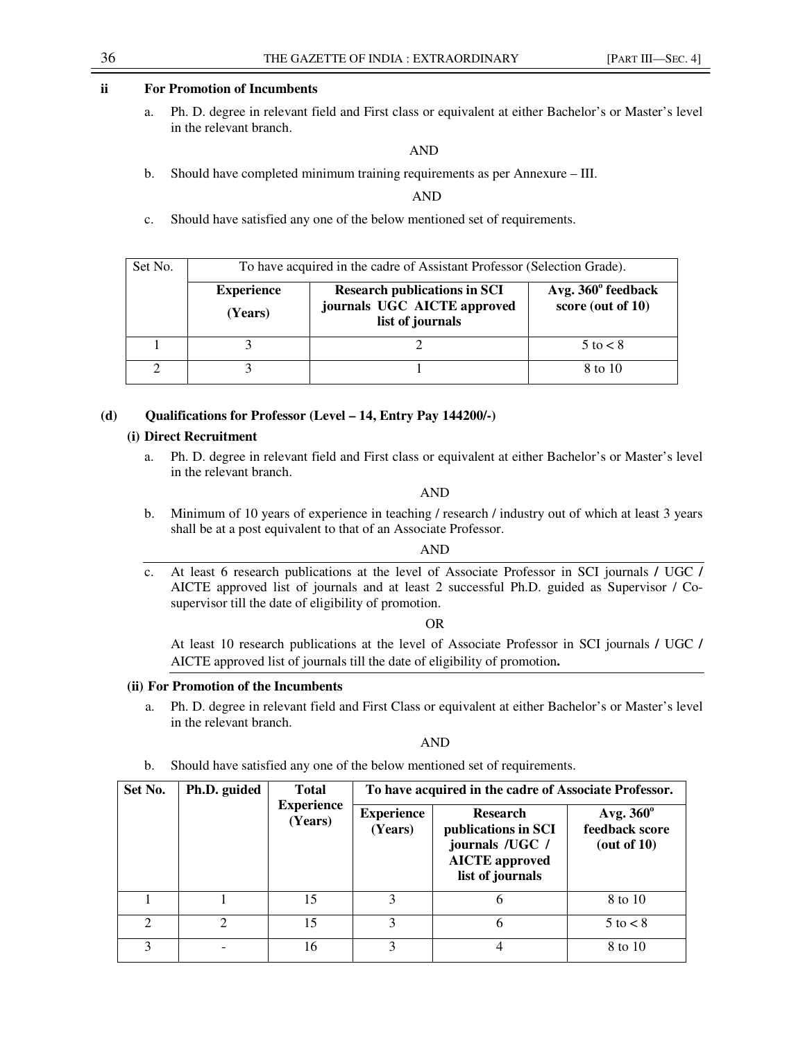**ii For Promotion of Incumbents**

a. Ph. D. degree in relevant field and First class or equivalent at either Bachelor's or Master's level in the relevant branch.

AND

b. Should have completed minimum training requirements as per Annexure – III.

AND

c. Should have satisfied any one of the below mentioned set of requirements.

| Set No. | To have acquired in the cadre of Assistant Professor (Selection Grade). | | |
|---|---|---|---|
| | **Experience (Years)** | **Research publications in SCI journals UGC AICTE approved list of journals** | **Avg. 360$^{o}$ feedback score (out of 10)** |
| 1 | 3 | 2 | 5 to < 8 |
| 2 | 3 | 1 | 8 to 10 |

**(d) Qualifications for Professor (Level – 14, Entry Pay 144200/-)**

**(i) Direct Recruitment**

a. Ph. D. degree in relevant field and First class or equivalent at either Bachelor's or Master's level in the relevant branch.

AND

b. Minimum of 10 years of experience in teaching / research / industry out of which at least 3 years shall be at a post equivalent to that of an Associate Professor.

AND

c. At least 6 research publications at the level of Associate Professor in SCI journals / UGC / AICTE approved list of journals and at least 2 successful Ph.D. guided as Supervisor / Co-supervisor till the date of eligibility of promotion.

OR

At least 10 research publications at the level of Associate Professor in SCI journals / UGC / AICTE approved list of journals till the date of eligibility of promotion**.**

**(ii) For Promotion of the Incumbents**

a. Ph. D. degree in relevant field and First Class or equivalent at either Bachelor's or Master's level in the relevant branch.

AND

b. Should have satisfied any one of the below mentioned set of requirements.

| Set No. | Ph.D. guided | Total Experience (Years) | To have acquired in the cadre of Associate Professor. | | |
|---|---|---|---|---|---|
| | | | **Experience (Years)** | **Research publications in SCI journals /UGC / AICTE approved list of journals** | **Avg. 360$^{o}$ feedback score (out of 10)** |
| 1 | 1 | 15 | 3 | 6 | 8 to 10 |
| 2 | 2 | 15 | 3 | 6 | 5 to < 8 |
| 3 | - | 16 | 3 | 4 | 8 to 10 |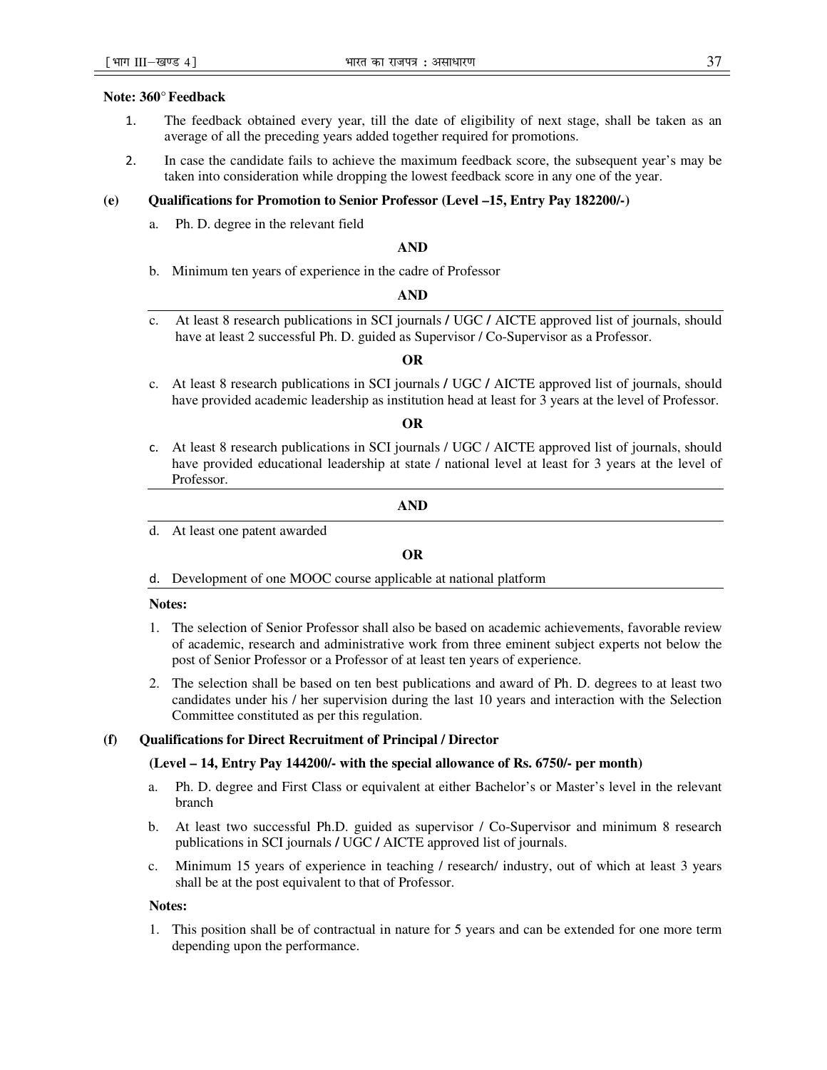**Note: 360° Feedback**

1. The feedback obtained every year, till the date of eligibility of next stage, shall be taken as an average of all the preceding years added together required for promotions.
2. In case the candidate fails to achieve the maximum feedback score, the subsequent year's may be taken into consideration while dropping the lowest feedback score in any one of the year.

**(e) Qualifications for Promotion to Senior Professor (Level –15, Entry Pay 182200/-)**

a. Ph. D. degree in the relevant field

**AND**

b. Minimum ten years of experience in the cadre of Professor

**AND**

c. At least 8 research publications in SCI journals / UGC / AICTE approved list of journals, should have at least 2 successful Ph. D. guided as Supervisor / Co-Supervisor as a Professor.

**OR**

c. At least 8 research publications in SCI journals / UGC / AICTE approved list of journals, should have provided academic leadership as institution head at least for 3 years at the level of Professor.

**OR**

c. At least 8 research publications in SCI journals / UGC / AICTE approved list of journals, should have provided educational leadership at state / national level at least for 3 years at the level of Professor.

**AND**

d. At least one patent awarded

**OR**

d. Development of one MOOC course applicable at national platform

**Notes:**

1. The selection of Senior Professor shall also be based on academic achievements, favorable review of academic, research and administrative work from three eminent subject experts not below the post of Senior Professor or a Professor of at least ten years of experience.
2. The selection shall be based on ten best publications and award of Ph. D. degrees to at least two candidates under his / her supervision during the last 10 years and interaction with the Selection Committee constituted as per this regulation.

**(f) Qualifications for Direct Recruitment of Principal / Director**

**(Level – 14, Entry Pay 144200/- with the special allowance of Rs. 6750/- per month)**

a. Ph. D. degree and First Class or equivalent at either Bachelor's or Master's level in the relevant branch

b. At least two successful Ph.D. guided as supervisor / Co-Supervisor and minimum 8 research publications in SCI journals / UGC / AICTE approved list of journals.

c. Minimum 15 years of experience in teaching / research/ industry, out of which at least 3 years shall be at the post equivalent to that of Professor.

**Notes:**

1. This position shall be of contractual in nature for 5 years and can be extended for one more term depending upon the performance.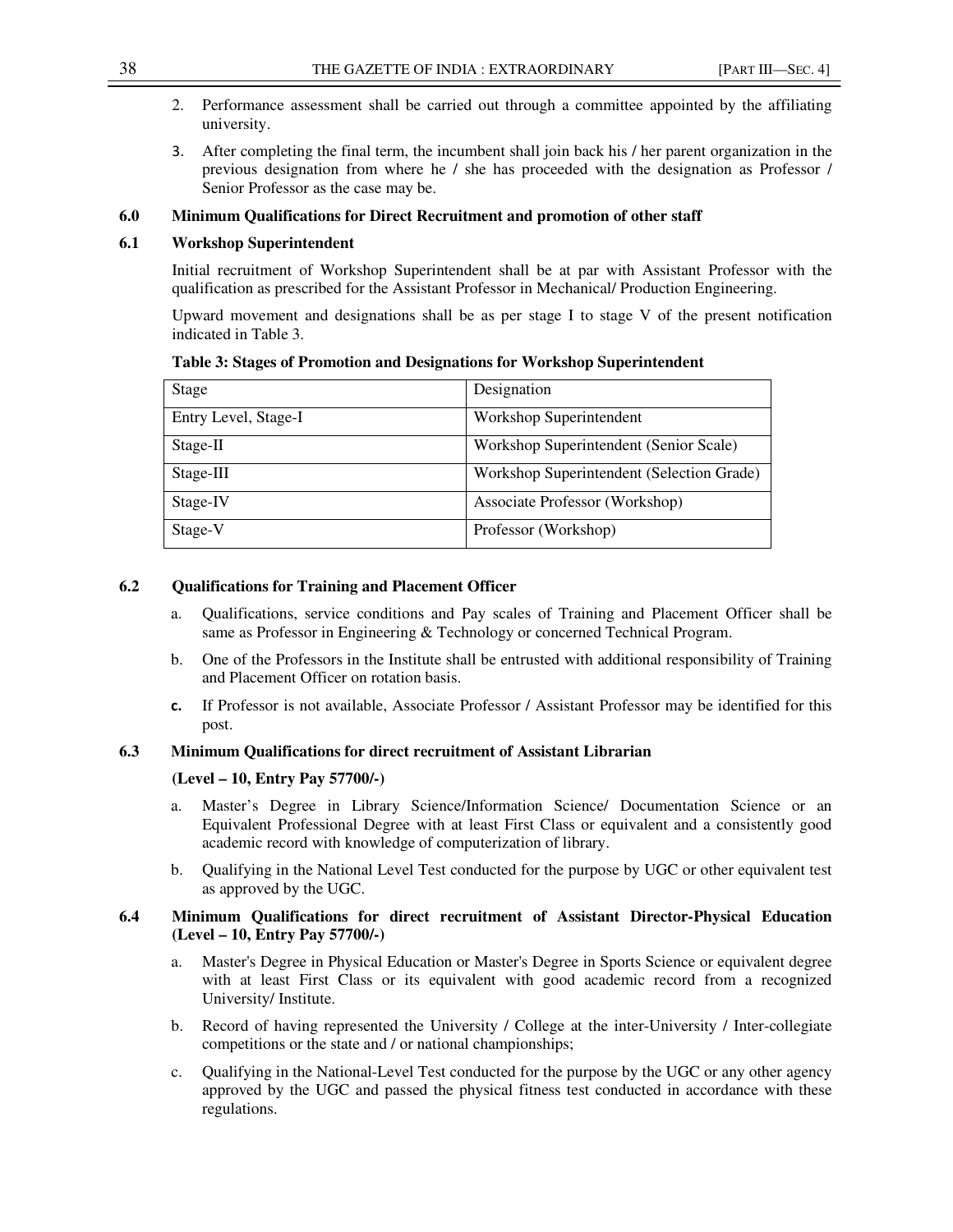2. Performance assessment shall be carried out through a committee appointed by the affiliating university.
3. After completing the final term, the incumbent shall join back his / her parent organization in the previous designation from where he / she has proceeded with the designation as Professor / Senior Professor as the case may be.

### 6.0 Minimum Qualifications for Direct Recruitment and promotion of other staff

### 6.1 Workshop Superintendent

Initial recruitment of Workshop Superintendent shall be at par with Assistant Professor with the qualification as prescribed for the Assistant Professor in Mechanical/ Production Engineering.

Upward movement and designations shall be as per stage I to stage V of the present notification indicated in Table 3.

**Table 3: Stages of Promotion and Designations for Workshop Superintendent**

| Stage | Designation |
|---|---|
| Entry Level, Stage-I | Workshop Superintendent |
| Stage-II | Workshop Superintendent (Senior Scale) |
| Stage-III | Workshop Superintendent (Selection Grade) |
| Stage-IV | Associate Professor (Workshop) |
| Stage-V | Professor (Workshop) |

### 6.2 Qualifications for Training and Placement Officer

a. Qualifications, service conditions and Pay scales of Training and Placement Officer shall be same as Professor in Engineering & Technology or concerned Technical Program.

b. One of the Professors in the Institute shall be entrusted with additional responsibility of Training and Placement Officer on rotation basis.

c. If Professor is not available, Associate Professor / Assistant Professor may be identified for this post.

### 6.3 Minimum Qualifications for direct recruitment of Assistant Librarian

**(Level – 10, Entry Pay 57700/-)**

a. Master's Degree in Library Science/Information Science/ Documentation Science or an Equivalent Professional Degree with at least First Class or equivalent and a consistently good academic record with knowledge of computerization of library.

b. Qualifying in the National Level Test conducted for the purpose by UGC or other equivalent test as approved by the UGC.

### 6.4 Minimum Qualifications for direct recruitment of Assistant Director-Physical Education (Level – 10, Entry Pay 57700/-)

a. Master's Degree in Physical Education or Master's Degree in Sports Science or equivalent degree with at least First Class or its equivalent with good academic record from a recognized University/ Institute.

b. Record of having represented the University / College at the inter-University / Inter-collegiate competitions or the state and / or national championships;

c. Qualifying in the National-Level Test conducted for the purpose by the UGC or any other agency approved by the UGC and passed the physical fitness test conducted in accordance with these regulations.